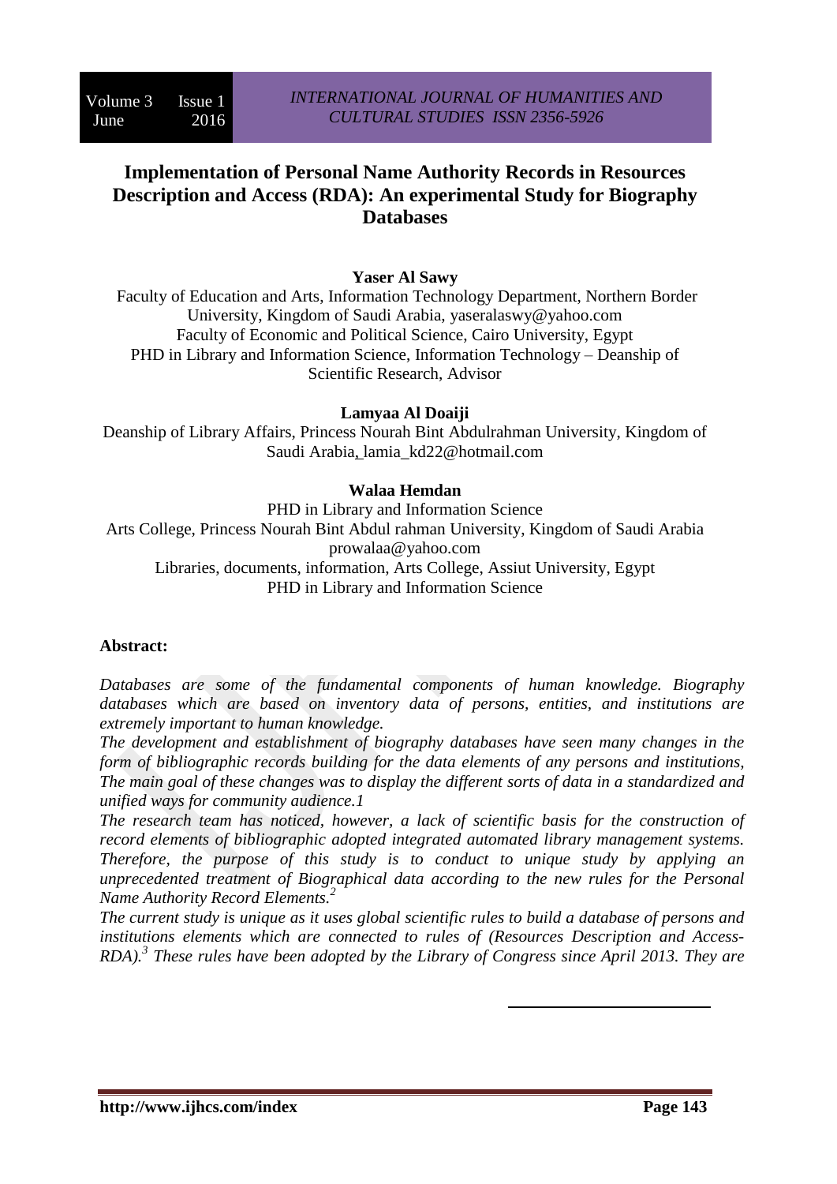# Implementation of Personal Name Authority Records in Resources Description and Access (RDA): An experimental Study for Biography Databases

**Yaser Al Sawy**

Faculty of Education and Arts, Information Technology Department, Northern Border University, Kingdom of Saudi Arabia, yaseralaswy@yahoo.com
Faculty of Economic and Political Science, Cairo University, Egypt
PHD in Library and Information Science, Information Technology – Deanship of Scientific Research, Advisor

**Lamyaa Al Doaiji**

Deanship of Library Affairs, Princess Nourah Bint Abdulrahman University, Kingdom of Saudi Arabia, lamia_kd22@hotmail.com

**Walaa Hemdan**

PHD in Library and Information Science
Arts College, Princess Nourah Bint Abdul rahman University, Kingdom of Saudi Arabia
prowalaa@yahoo.com
Libraries, documents, information, Arts College, Assiut University, Egypt
PHD in Library and Information Science

**Abstract:**

*Databases are some of the fundamental components of human knowledge. Biography databases which are based on inventory data of persons, entities, and institutions are extremely important to human knowledge.*

*The development and establishment of biography databases have seen many changes in the form of bibliographic records building for the data elements of any persons and institutions, The main goal of these changes was to display the different sorts of data in a standardized and unified ways for community audience.1*

*The research team has noticed, however, a lack of scientific basis for the construction of record elements of bibliographic adopted integrated automated library management systems. Therefore, the purpose of this study is to conduct to unique study by applying an unprecedented treatment of Biographical data according to the new rules for the Personal Name Authority Record Elements.*[2]

*The current study is unique as it uses global scientific rules to build a database of persons and institutions elements which are connected to rules of (Resources Description and Access-RDA).*[3] *These rules have been adopted by the Library of Congress since April 2013. They are*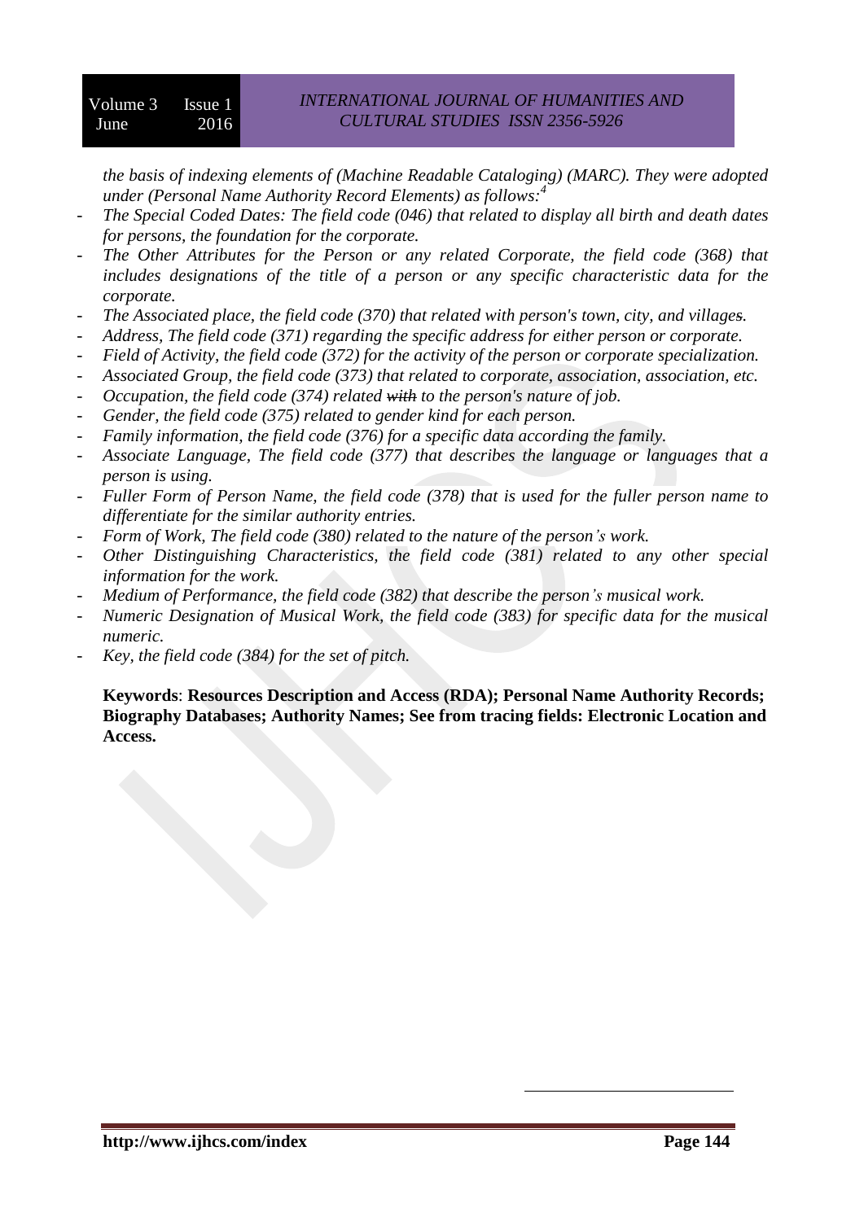*the basis of indexing elements of (Machine Readable Cataloging) (MARC). They were adopted under (Personal Name Authority Record Elements) as follows:*[4]

- *The Special Coded Dates: The field code (046) that related to display all birth and death dates for persons, the foundation for the corporate.*
- *The Other Attributes for the Person or any related Corporate, the field code (368) that includes designations of the title of a person or any specific characteristic data for the corporate.*
- *The Associated place, the field code (370) that related with person's town, city, and villages.*
- *Address, The field code (371) regarding the specific address for either person or corporate.*
- *Field of Activity, the field code (372) for the activity of the person or corporate specialization.*
- *Associated Group, the field code (373) that related to corporate, association, association, etc.*
- *Occupation, the field code (374) related ~~with~~ to the person's nature of job.*
- *Gender, the field code (375) related to gender kind for each person.*
- *Family information, the field code (376) for a specific data according the family.*
- *Associate Language, The field code (377) that describes the language or languages that a person is using.*
- *Fuller Form of Person Name, the field code (378) that is used for the fuller person name to differentiate for the similar authority entries.*
- *Form of Work, The field code (380) related to the nature of the person's work.*
- *Other Distinguishing Characteristics, the field code (381) related to any other special information for the work.*
- *Medium of Performance, the field code (382) that describe the person's musical work.*
- *Numeric Designation of Musical Work, the field code (383) for specific data for the musical numeric.*
- *Key, the field code (384) for the set of pitch.*

**Keywords**: **Resources Description and Access (RDA); Personal Name Authority Records; Biography Databases; Authority Names; See from tracing fields: Electronic Location and Access.**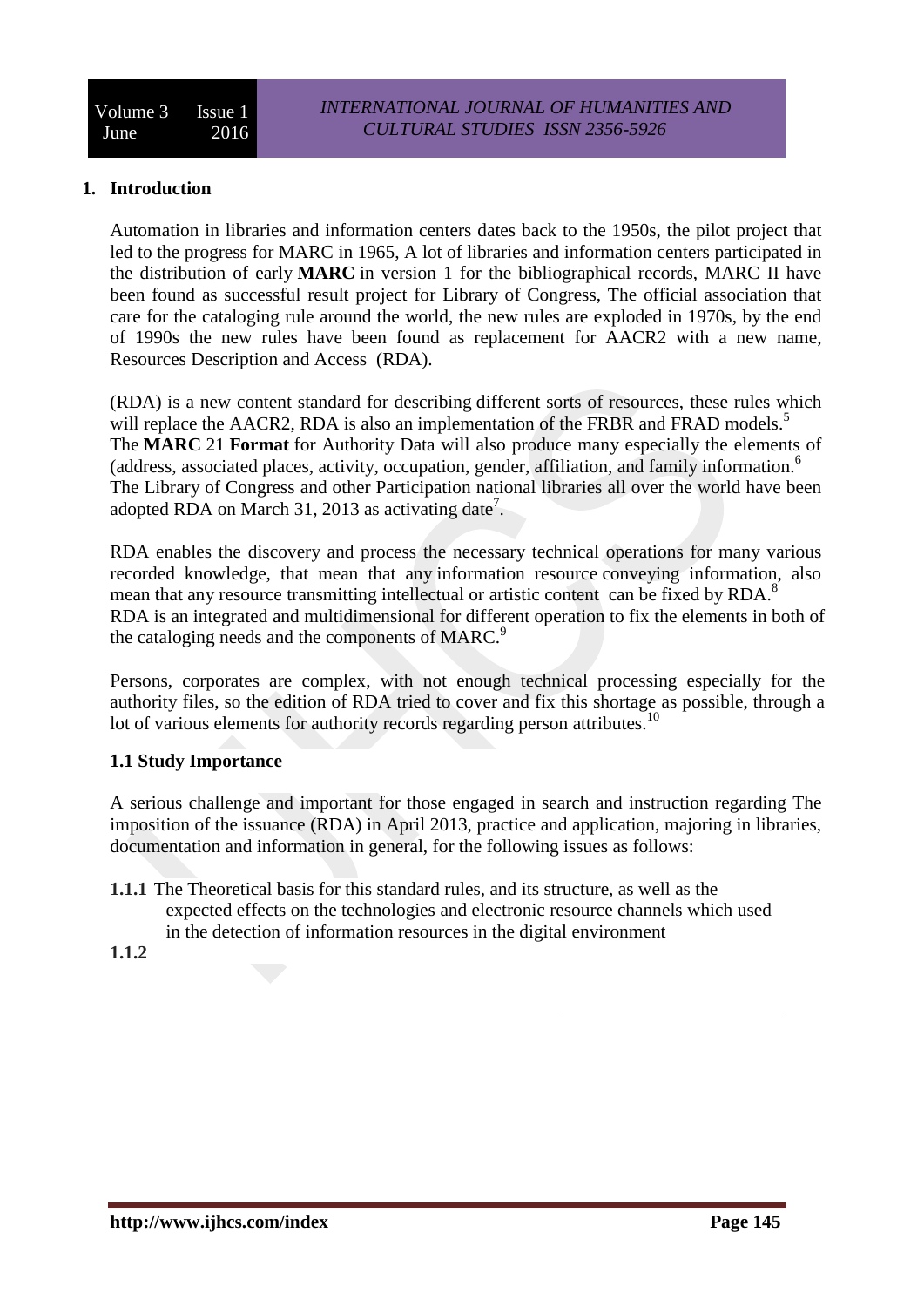## 1. Introduction

Automation in libraries and information centers dates back to the 1950s, the pilot project that led to the progress for MARC in 1965, A lot of libraries and information centers participated in the distribution of early **MARC** in version 1 for the bibliographical records, MARC II have been found as successful result project for Library of Congress, The official association that care for the cataloging rule around the world, the new rules are exploded in 1970s, by the end of 1990s the new rules have been found as replacement for AACR2 with a new name, Resources Description and Access (RDA).

(RDA) is a new content standard for describing different sorts of resources, these rules which will replace the AACR2, RDA is also an implementation of the FRBR and FRAD models.[5] The **MARC** 21 **Format** for Authority Data will also produce many especially the elements of (address, associated places, activity, occupation, gender, affiliation, and family information.[6] The Library of Congress and other Participation national libraries all over the world have been adopted RDA on March 31, 2013 as activating date[7].

RDA enables the discovery and process the necessary technical operations for many various recorded knowledge, that mean that any information resource conveying information, also mean that any resource transmitting intellectual or artistic content can be fixed by RDA.[8] RDA is an integrated and multidimensional for different operation to fix the elements in both of the cataloging needs and the components of MARC.[9]

Persons, corporates are complex, with not enough technical processing especially for the authority files, so the edition of RDA tried to cover and fix this shortage as possible, through a lot of various elements for authority records regarding person attributes.[10]

### 1.1 Study Importance

A serious challenge and important for those engaged in search and instruction regarding The imposition of the issuance (RDA) in April 2013, practice and application, majoring in libraries, documentation and information in general, for the following issues as follows:

**1.1.1** The Theoretical basis for this standard rules, and its structure, as well as the expected effects on the technologies and electronic resource channels which used in the detection of information resources in the digital environment

**1.1.2**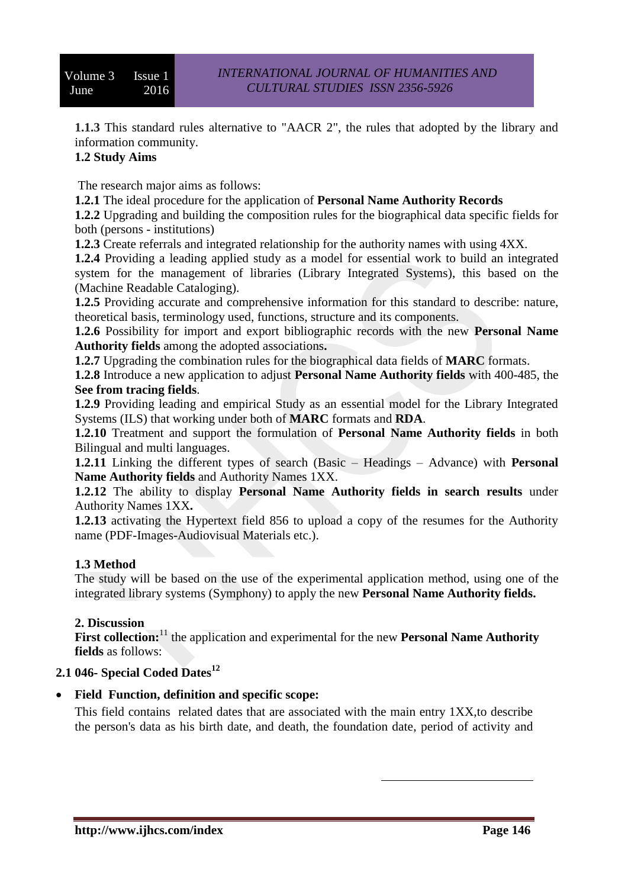**1.1.3** This standard rules alternative to "AACR 2", the rules that adopted by the library and information community.

**1.2 Study Aims**

The research major aims as follows:

**1.2.1** The ideal procedure for the application of **Personal Name Authority Records**

**1.2.2** Upgrading and building the composition rules for the biographical data specific fields for both (persons - institutions)

**1.2.3** Create referrals and integrated relationship for the authority names with using 4XX.

**1.2.4** Providing a leading applied study as a model for essential work to build an integrated system for the management of libraries (Library Integrated Systems), this based on the (Machine Readable Cataloging).

**1.2.5** Providing accurate and comprehensive information for this standard to describe: nature, theoretical basis, terminology used, functions, structure and its components.

**1.2.6** Possibility for import and export bibliographic records with the new **Personal Name Authority fields** among the adopted associations**.**

**1.2.7** Upgrading the combination rules for the biographical data fields of **MARC** formats.

**1.2.8** Introduce a new application to adjust **Personal Name Authority fields** with 400-485, the **See from tracing fields**.

**1.2.9** Providing leading and empirical Study as an essential model for the Library Integrated Systems (ILS) that working under both of **MARC** formats and **RDA**.

**1.2.10** Treatment and support the formulation of **Personal Name Authority fields** in both Bilingual and multi languages.

**1.2.11** Linking the different types of search (Basic – Headings – Advance) with **Personal Name Authority fields** and Authority Names 1XX.

**1.2.12** The ability to display **Personal Name Authority fields in search results** under Authority Names 1XX**.**

**1.2.13** activating the Hypertext field 856 to upload a copy of the resumes for the Authority name (PDF-Images-Audiovisual Materials etc.).

**1.3 Method**

The study will be based on the use of the experimental application method, using one of the integrated library systems (Symphony) to apply the new **Personal Name Authority fields.**

**2. Discussion**

**First collection:**[11] the application and experimental for the new **Personal Name Authority fields** as follows:

### 2.1 046- Special Coded Dates[12]

- **Field Function, definition and specific scope:**

  This field contains related dates that are associated with the main entry 1XX,to describe the person's data as his birth date, and death, the foundation date, period of activity and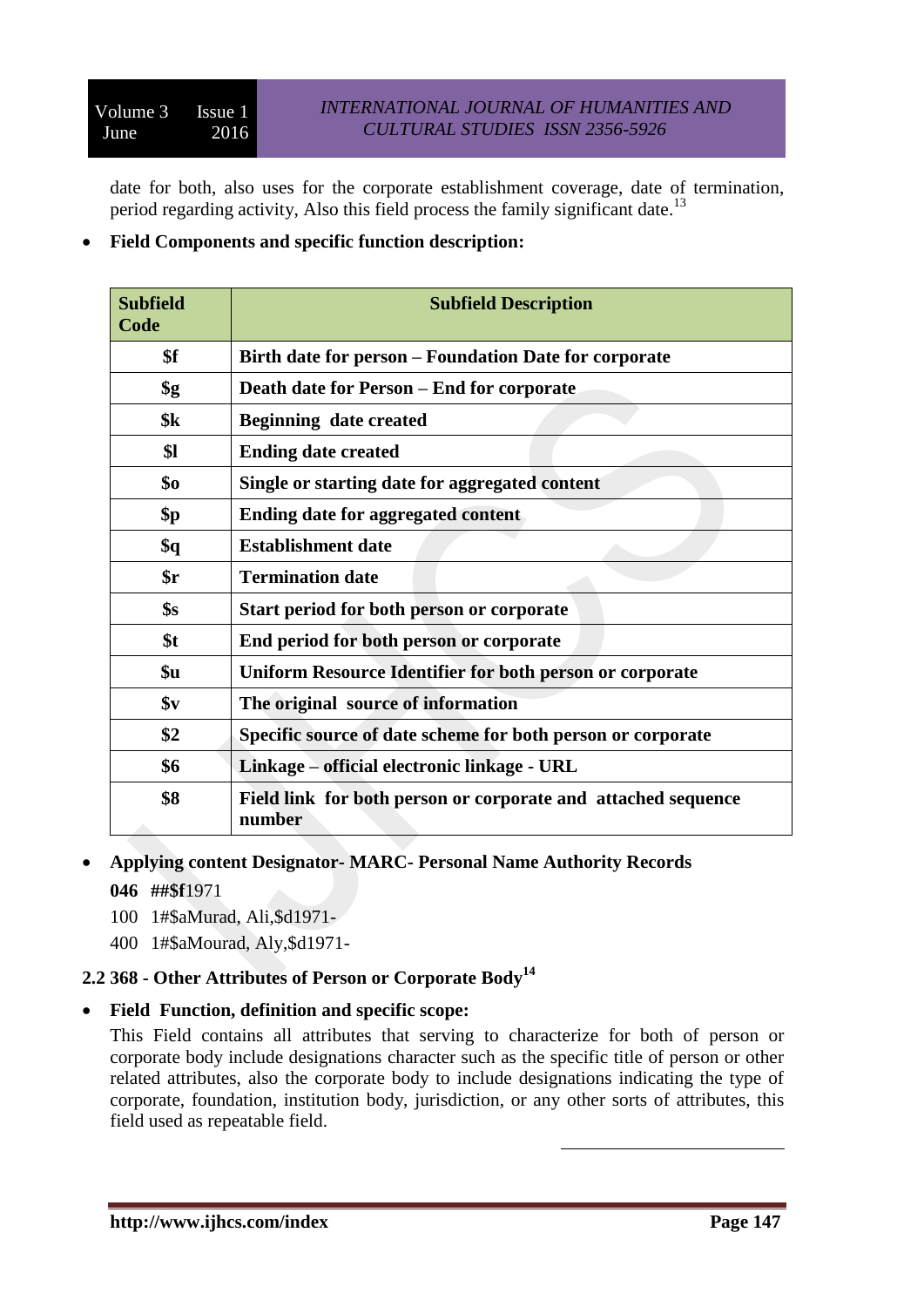date for both, also uses for the corporate establishment coverage, date of termination, period regarding activity, Also this field process the family significant date.[13]

- **Field Components and specific function description:**

| Subfield Code | Subfield Description |
|---|---|
| $f | Birth date for person – Foundation Date for corporate |
| $g | Death date for Person – End for corporate |
| $k | Beginning date created |
| $l | Ending date created |
| $o | Single or starting date for aggregated content |
| $p | Ending date for aggregated content |
| $q | Establishment date |
| $r | Termination date |
| $s | Start period for both person or corporate |
| $t | End period for both person or corporate |
| $u | Uniform Resource Identifier for both person or corporate |
| $v | The original source of information |
| $2 | Specific source of date scheme for both person or corporate |
| $6 | Linkage – official electronic linkage - URL |
| $8 | Field link for both person or corporate and attached sequence number |

- **Applying content Designator- MARC- Personal Name Authority Records**

  **046 ##$f**1971

  100 1#$aMurad, Ali,$d1971-

  400 1#$aMourad, Aly,$d1971-

## 2.2 368 - Other Attributes of Person or Corporate Body[14]

- **Field Function, definition and specific scope:**

  This Field contains all attributes that serving to characterize for both of person or corporate body include designations character such as the specific title of person or other related attributes, also the corporate body to include designations indicating the type of corporate, foundation, institution body, jurisdiction, or any other sorts of attributes, this field used as repeatable field.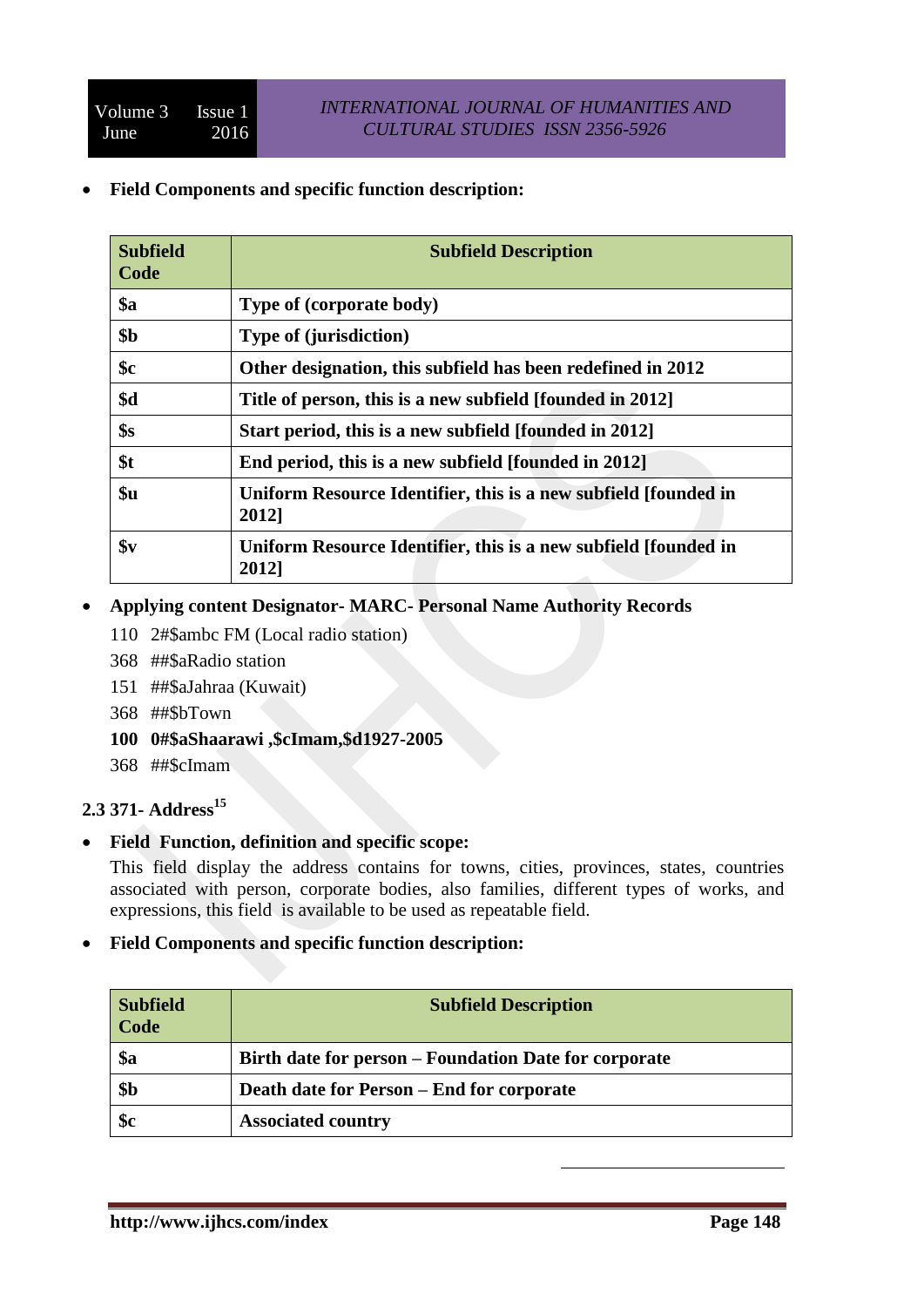- **Field Components and specific function description:**

| Subfield Code | Subfield Description |
|---|---|
| **$a** | **Type of (corporate body)** |
| **$b** | **Type of (jurisdiction)** |
| **$c** | **Other designation, this subfield has been redefined in 2012** |
| **$d** | **Title of person, this is a new subfield [founded in 2012]** |
| **$s** | **Start period, this is a new subfield [founded in 2012]** |
| **$t** | **End period, this is a new subfield [founded in 2012]** |
| **$u** | **Uniform Resource Identifier, this is a new subfield [founded in 2012]** |
| **$v** | **Uniform Resource Identifier, this is a new subfield [founded in 2012]** |

- **Applying content Designator- MARC- Personal Name Authority Records**

  110 2#$ambc FM (Local radio station)

  368 ##$aRadio station

  151 ##$aJahraa (Kuwait)

  368 ##$bTown

  **100 0#$aShaarawi ,$cImam,$d1927-2005**

  368 ##$cImam

### 2.3 371- Address[15]

- **Field Function, definition and specific scope:**

  This field display the address contains for towns, cities, provinces, states, countries associated with person, corporate bodies, also families, different types of works, and expressions, this field is available to be used as repeatable field.

- **Field Components and specific function description:**

| Subfield Code | Subfield Description |
|---|---|
| **$a** | **Birth date for person – Foundation Date for corporate** |
| **$b** | **Death date for Person – End for corporate** |
| **$c** | **Associated country** |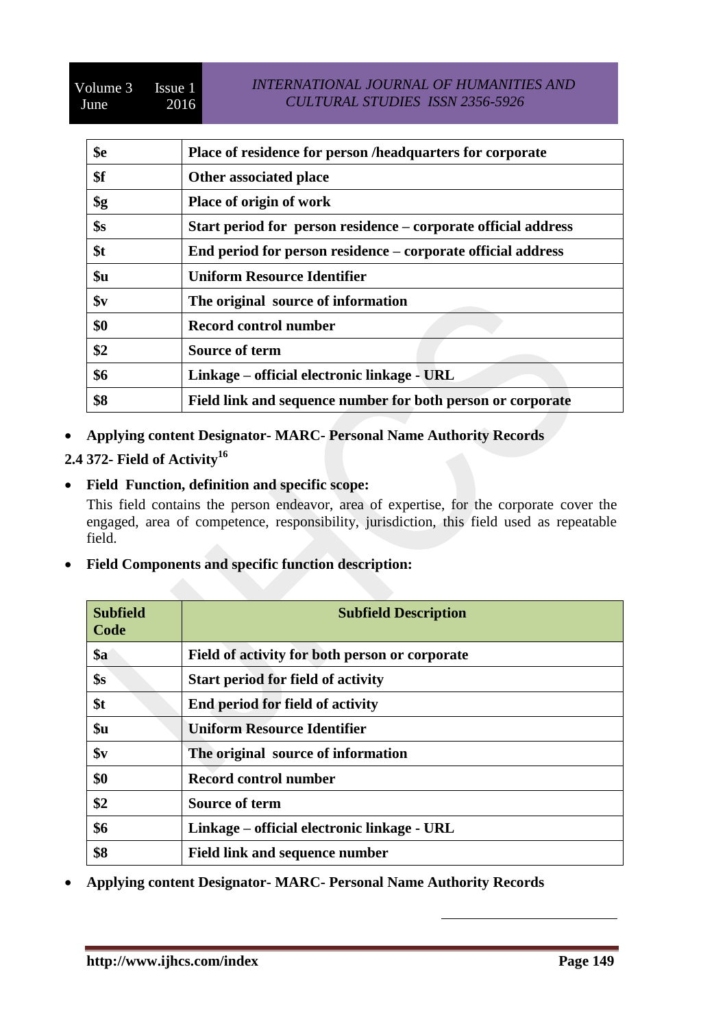| | |
|---|---|
| **$e** | **Place of residence for person /headquarters for corporate** |
| **$f** | **Other associated place** |
| **$g** | **Place of origin of work** |
| **$s** | **Start period for person residence – corporate official address** |
| **$t** | **End period for person residence – corporate official address** |
| **$u** | **Uniform Resource Identifier** |
| **$v** | **The original source of information** |
| **$0** | **Record control number** |
| **$2** | **Source of term** |
| **$6** | **Linkage – official electronic linkage - URL** |
| **$8** | **Field link and sequence number for both person or corporate** |

- **Applying content Designator- MARC- Personal Name Authority Records**

**2.4 372- Field of Activity[16]**

- **Field Function, definition and specific scope:**

  This field contains the person endeavor, area of expertise, for the corporate cover the engaged, area of competence, responsibility, jurisdiction, this field used as repeatable field.

- **Field Components and specific function description:**

| Subfield Code | Subfield Description |
|---|---|
| **$a** | **Field of activity for both person or corporate** |
| **$s** | **Start period for field of activity** |
| **$t** | **End period for field of activity** |
| **$u** | **Uniform Resource Identifier** |
| **$v** | **The original source of information** |
| **$0** | **Record control number** |
| **$2** | **Source of term** |
| **$6** | **Linkage – official electronic linkage - URL** |
| **$8** | **Field link and sequence number** |

- **Applying content Designator- MARC- Personal Name Authority Records**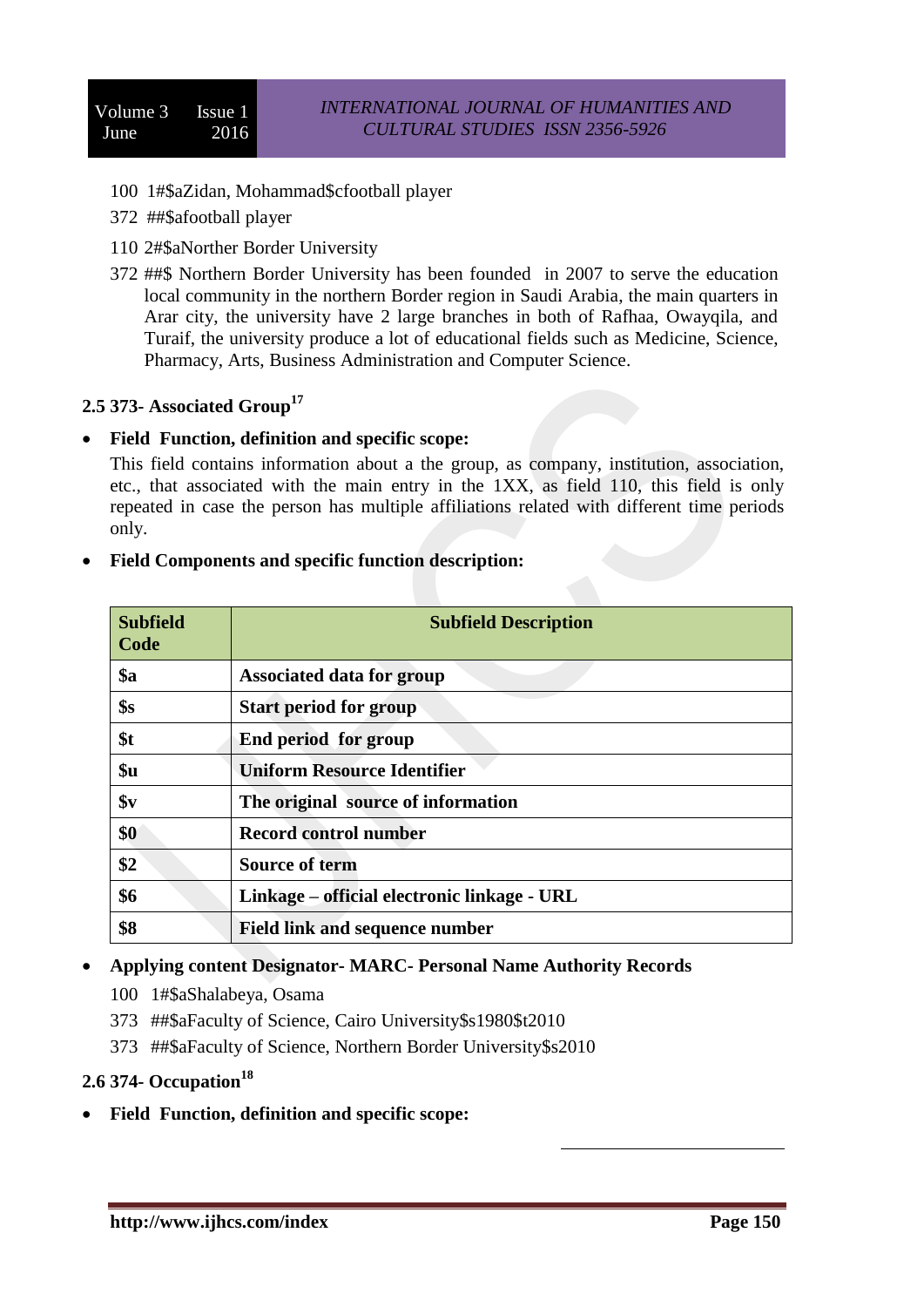100 1#$aZidan, Mohammad$cfootball player

372 ##$afootball player

110 2#$aNorther Border University

372 ##$ Northern Border University has been founded in 2007 to serve the education local community in the northern Border region in Saudi Arabia, the main quarters in Arar city, the university have 2 large branches in both of Rafhaa, Owayqila, and Turaif, the university produce a lot of educational fields such as Medicine, Science, Pharmacy, Arts, Business Administration and Computer Science.

### 2.5 373- Associated Group[17]

- **Field Function, definition and specific scope:**

This field contains information about a the group, as company, institution, association, etc., that associated with the main entry in the 1XX, as field 110, this field is only repeated in case the person has multiple affiliations related with different time periods only.

- **Field Components and specific function description:**

| Subfield Code | Subfield Description |
|---|---|
| $a | Associated data for group |
| $s | Start period for group |
| $t | End period for group |
| $u | Uniform Resource Identifier |
| $v | The original source of information |
| $0 | Record control number |
| $2 | Source of term |
| $6 | Linkage – official electronic linkage - URL |
| $8 | Field link and sequence number |

- **Applying content Designator- MARC- Personal Name Authority Records**

100 1#$aShalabeya, Osama

373 ##$aFaculty of Science, Cairo University$s1980$t2010

373 ##$aFaculty of Science, Northern Border University$s2010

### 2.6 374- Occupation[18]

- **Field Function, definition and specific scope:**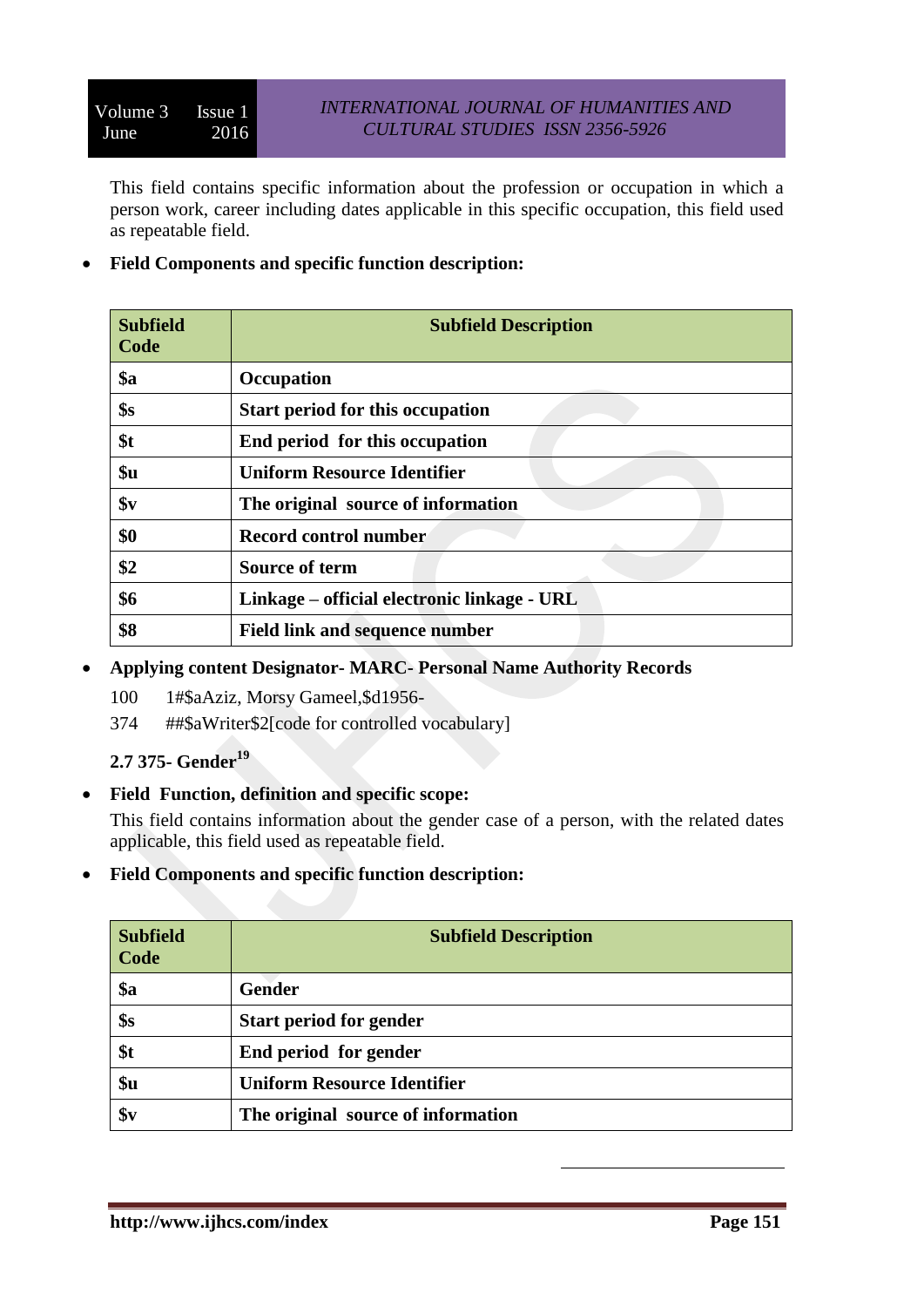This field contains specific information about the profession or occupation in which a person work, career including dates applicable in this specific occupation, this field used as repeatable field.

- **Field Components and specific function description:**

| Subfield Code | Subfield Description |
|---|---|
| **$a** | **Occupation** |
| **$s** | **Start period for this occupation** |
| **$t** | **End period for this occupation** |
| **$u** | **Uniform Resource Identifier** |
| **$v** | **The original source of information** |
| **$0** | **Record control number** |
| **$2** | **Source of term** |
| **$6** | **Linkage – official electronic linkage - URL** |
| **$8** | **Field link and sequence number** |

- **Applying content Designator- MARC- Personal Name Authority Records**

100 1#$aAziz, Morsy Gameel,$d1956-

374 ##$aWriter$2[code for controlled vocabulary]

**2.7 375- Gender[19]**

- **Field Function, definition and specific scope:**

This field contains information about the gender case of a person, with the related dates applicable, this field used as repeatable field.

- **Field Components and specific function description:**

| Subfield Code | Subfield Description |
|---|---|
| **$a** | **Gender** |
| **$s** | **Start period for gender** |
| **$t** | **End period for gender** |
| **$u** | **Uniform Resource Identifier** |
| **$v** | **The original source of information** |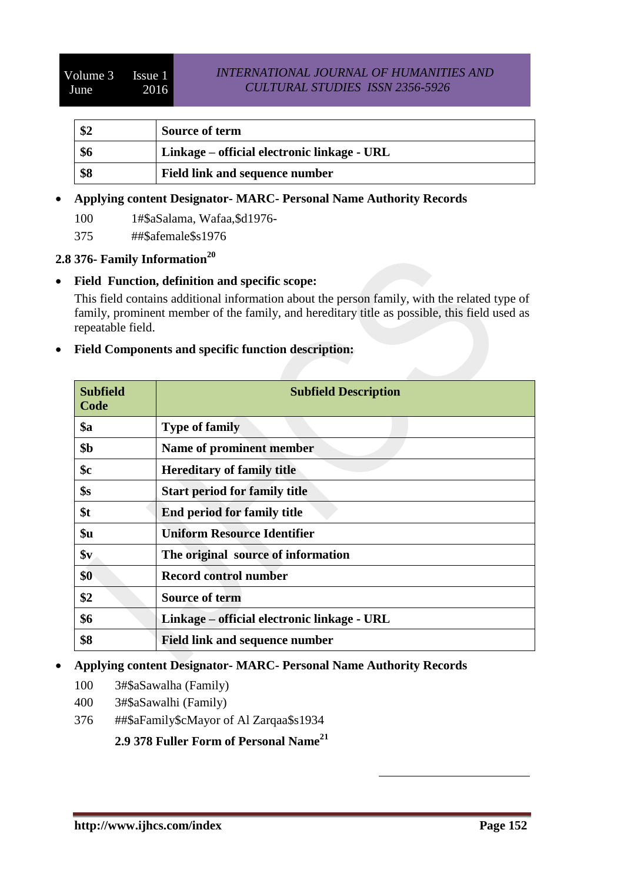| $2 | Source of term |
|---|---|
| $6 | Linkage – official electronic linkage - URL |
| $8 | Field link and sequence number |

- **Applying content Designator- MARC- Personal Name Authority Records**

  100 1#$aSalama, Wafaa,$d1976-

  375 ##$afemale$s1976

### 2.8 376- Family Information[20]

- **Field Function, definition and specific scope:**

  This field contains additional information about the person family, with the related type of family, prominent member of the family, and hereditary title as possible, this field used as repeatable field.

- **Field Components and specific function description:**

| Subfield Code | Subfield Description |
|---|---|
| $a | Type of family |
| $b | Name of prominent member |
| $c | Hereditary of family title |
| $s | Start period for family title |
| $t | End period for family title |
| $u | Uniform Resource Identifier |
| $v | The original source of information |
| $0 | Record control number |
| $2 | Source of term |
| $6 | Linkage – official electronic linkage - URL |
| $8 | Field link and sequence number |

- **Applying content Designator- MARC- Personal Name Authority Records**

  100 3#$aSawalha (Family)

  400 3#$aSawalhi (Family)

  376 ##$aFamily$cMayor of Al Zarqaa$s1934

### 2.9 378 Fuller Form of Personal Name[21]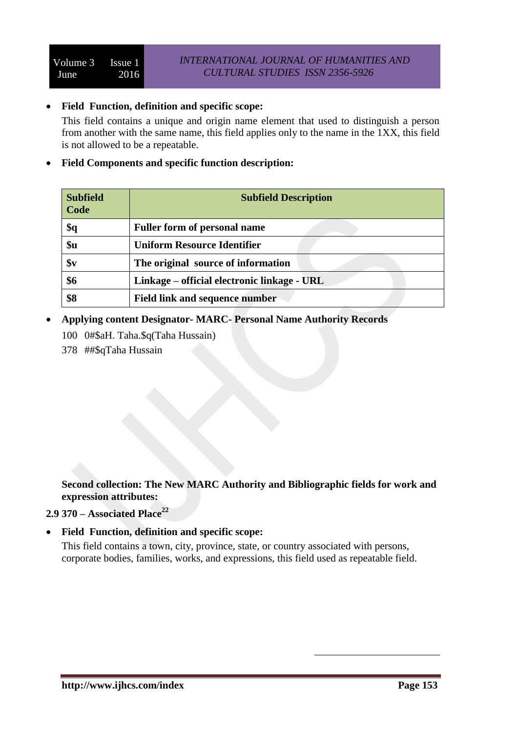- **Field Function, definition and specific scope:**

  This field contains a unique and origin name element that used to distinguish a person from another with the same name, this field applies only to the name in the 1XX, this field is not allowed to be a repeatable.

- **Field Components and specific function description:**

| Subfield Code | Subfield Description |
|---|---|
| **$q** | **Fuller form of personal name** |
| **$u** | **Uniform Resource Identifier** |
| **$v** | **The original source of information** |
| **$6** | **Linkage – official electronic linkage - URL** |
| **$8** | **Field link and sequence number** |

- **Applying content Designator- MARC- Personal Name Authority Records**

  100 0#$aH. Taha.$q(Taha Hussain)

  378 ##$qTaha Hussain

**Second collection: The New MARC Authority and Bibliographic fields for work and expression attributes:**

**2.9 370 – Associated Place**[22]

- **Field Function, definition and specific scope:**

  This field contains a town, city, province, state, or country associated with persons, corporate bodies, families, works, and expressions, this field used as repeatable field.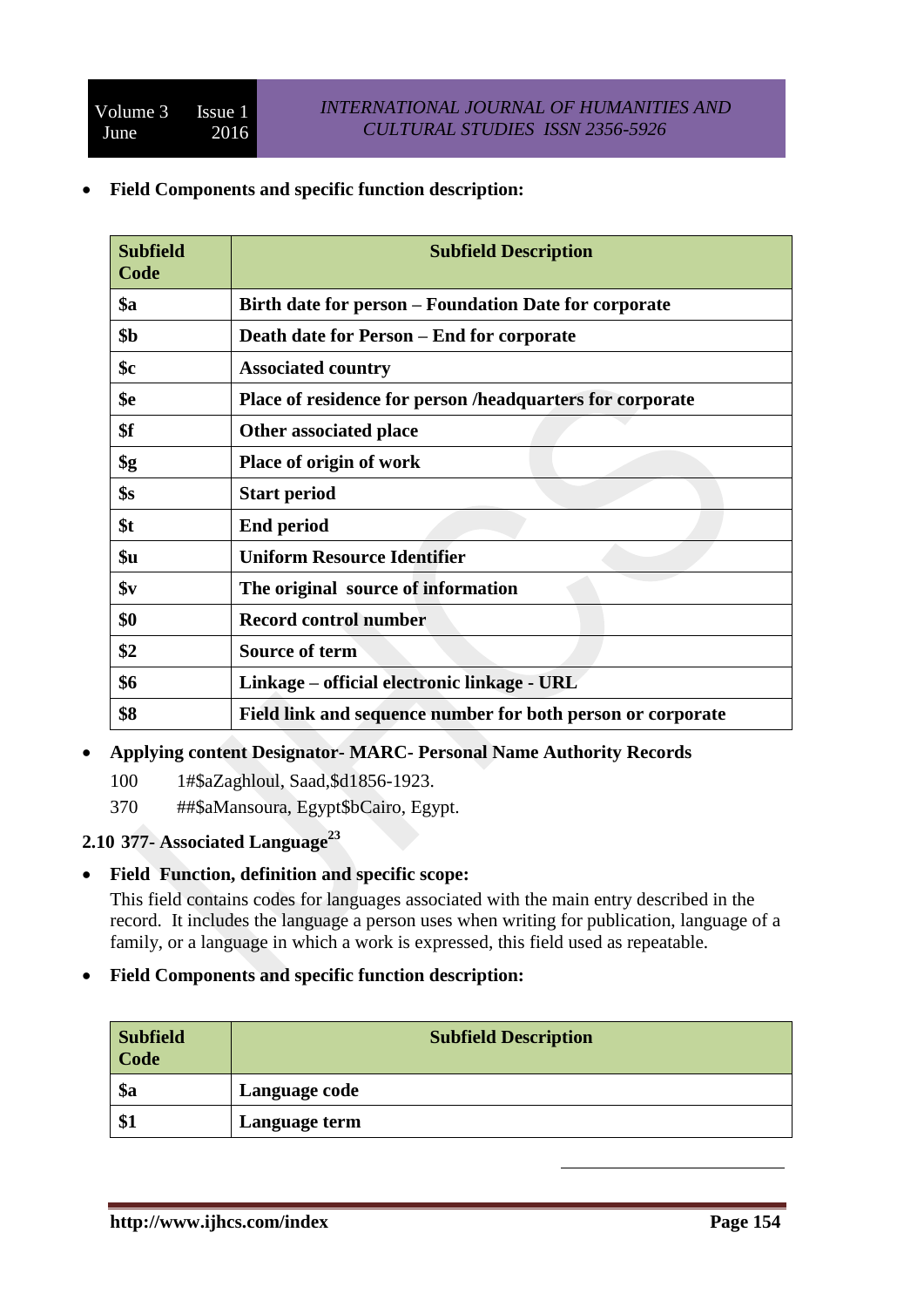- **Field Components and specific function description:**

| Subfield Code | Subfield Description |
|---|---|
| $a | Birth date for person – Foundation Date for corporate |
| $b | Death date for Person – End for corporate |
| $c | Associated country |
| $e | Place of residence for person /headquarters for corporate |
| $f | Other associated place |
| $g | Place of origin of work |
| $s | Start period |
| $t | End period |
| $u | Uniform Resource Identifier |
| $v | The original source of information |
| $0 | Record control number |
| $2 | Source of term |
| $6 | Linkage – official electronic linkage - URL |
| $8 | Field link and sequence number for both person or corporate |

- **Applying content Designator- MARC- Personal Name Authority Records**

  100 1#$aZaghloul, Saad,$d1856-1923.

  370 ##$aMansoura, Egypt$bCairo, Egypt.

### 2.10 377- Associated Language[23]

- **Field Function, definition and specific scope:**

  This field contains codes for languages associated with the main entry described in the record. It includes the language a person uses when writing for publication, language of a family, or a language in which a work is expressed, this field used as repeatable.

- **Field Components and specific function description:**

| Subfield Code | Subfield Description |
|---|---|
| $a | Language code |
| $1 | Language term |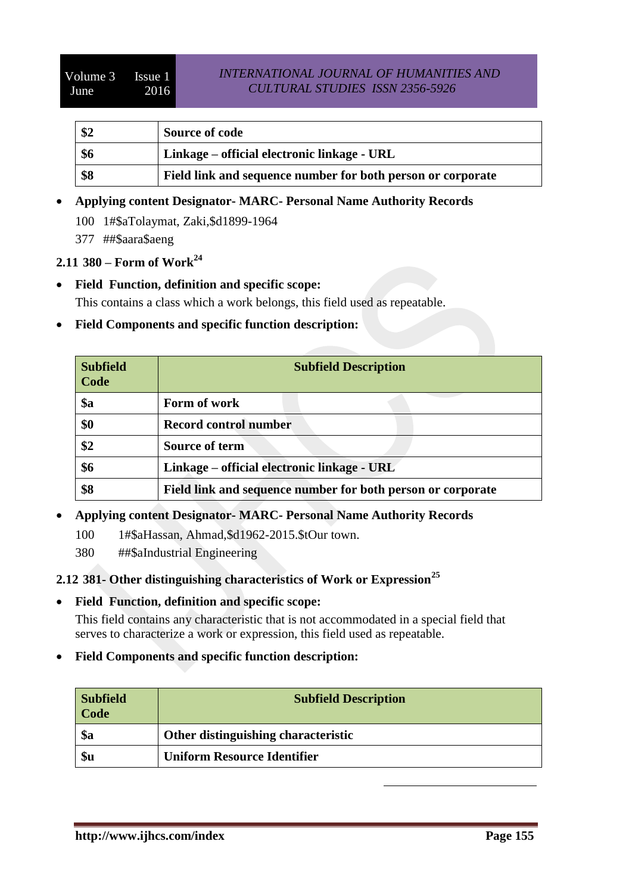| | |
|---|---|
| **$2** | **Source of code** |
| **$6** | **Linkage – official electronic linkage - URL** |
| **$8** | **Field link and sequence number for both person or corporate** |

- **Applying content Designator- MARC- Personal Name Authority Records**

  100 1#$aTolaymat, Zaki,$d1899-1964

  377 ##$aara$aeng

### 2.11 380 – Form of Work[24]

- **Field Function, definition and specific scope:**

  This contains a class which a work belongs, this field used as repeatable.

- **Field Components and specific function description:**

| Subfield Code | Subfield Description |
|---|---|
| **$a** | **Form of work** |
| **$0** | **Record control number** |
| **$2** | **Source of term** |
| **$6** | **Linkage – official electronic linkage - URL** |
| **$8** | **Field link and sequence number for both person or corporate** |

- **Applying content Designator- MARC- Personal Name Authority Records**

  100 1#$aHassan, Ahmad,$d1962-2015.$tOur town.

  380 ##$aIndustrial Engineering

### 2.12 381- Other distinguishing characteristics of Work or Expression[25]

- **Field Function, definition and specific scope:**

  This field contains any characteristic that is not accommodated in a special field that serves to characterize a work or expression, this field used as repeatable.

- **Field Components and specific function description:**

| Subfield Code | Subfield Description |
|---|---|
| **$a** | **Other distinguishing characteristic** |
| **$u** | **Uniform Resource Identifier** |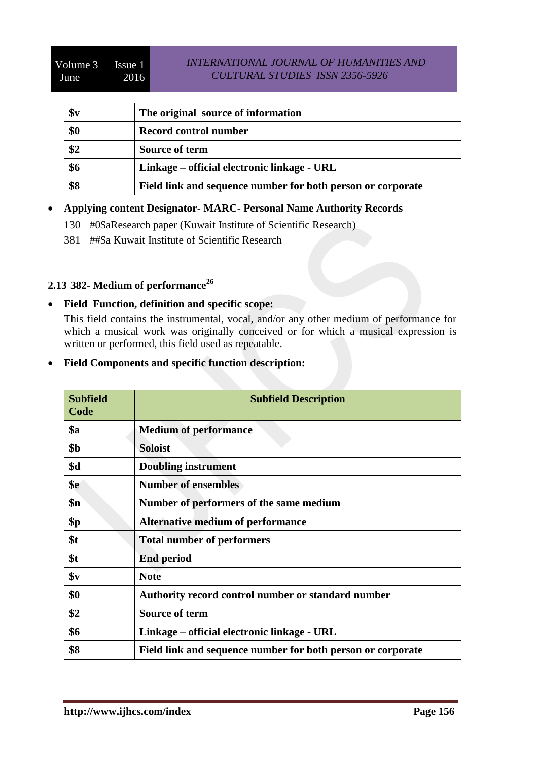| $v | The original source of information |
|---|---|
| $0 | Record control number |
| $2 | Source of term |
| $6 | Linkage – official electronic linkage - URL |
| $8 | Field link and sequence number for both person or corporate |

- **Applying content Designator- MARC- Personal Name Authority Records**

  130 #0$aResearch paper (Kuwait Institute of Scientific Research)

  381 ##$a Kuwait Institute of Scientific Research

### 2.13 382- Medium of performance[26]

- **Field Function, definition and specific scope:**

  This field contains the instrumental, vocal, and/or any other medium of performance for which a musical work was originally conceived or for which a musical expression is written or performed, this field used as repeatable.

- **Field Components and specific function description:**

| Subfield Code | Subfield Description |
|---|---|
| $a | Medium of performance |
| $b | Soloist |
| $d | Doubling instrument |
| $e | Number of ensembles |
| $n | Number of performers of the same medium |
| $p | Alternative medium of performance |
| $t | Total number of performers |
| $t | End period |
| $v | Note |
| $0 | Authority record control number or standard number |
| $2 | Source of term |
| $6 | Linkage – official electronic linkage - URL |
| $8 | Field link and sequence number for both person or corporate |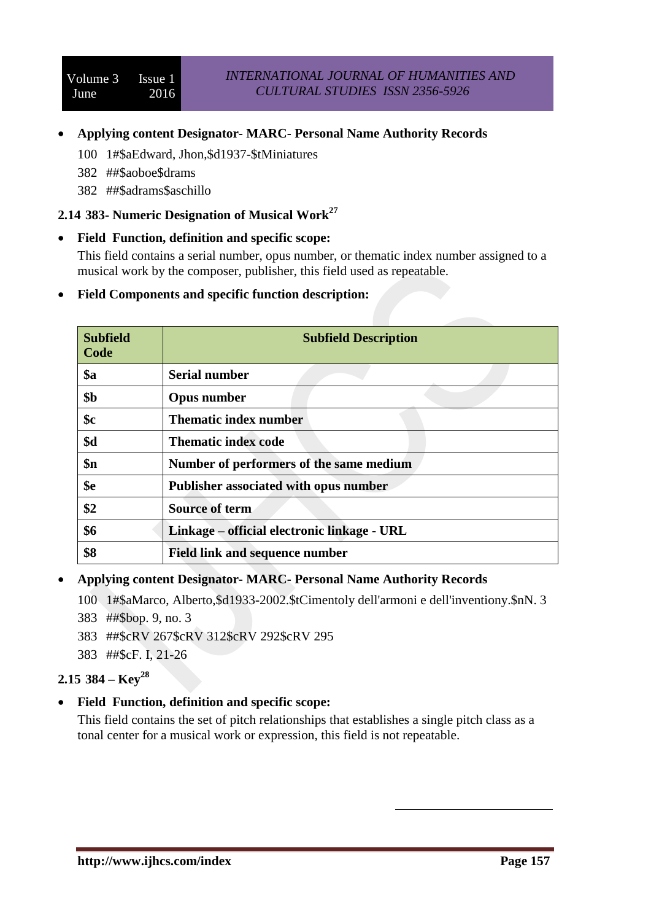- **Applying content Designator- MARC- Personal Name Authority Records**

  100 1#$aEdward, Jhon,$d1937-$tMiniatures

  382 ##$aoboe$drams

  382 ##$adrams$aschillo

### 2.14 383- Numeric Designation of Musical Work[27]

- **Field Function, definition and specific scope:**

  This field contains a serial number, opus number, or thematic index number assigned to a musical work by the composer, publisher, this field used as repeatable.

- **Field Components and specific function description:**

| Subfield Code | Subfield Description |
|---|---|
| $a | Serial number |
| $b | Opus number |
| $c | Thematic index number |
| $d | Thematic index code |
| $n | Number of performers of the same medium |
| $e | Publisher associated with opus number |
| $2 | Source of term |
| $6 | Linkage – official electronic linkage - URL |
| $8 | Field link and sequence number |

- **Applying content Designator- MARC- Personal Name Authority Records**

  100 1#$aMarco, Alberto,$d1933-2002.$tCimentoly dell'armoni e dell'inventiony.$nN. 3

  383 ##$bop. 9, no. 3

  383 ##$cRV 267$cRV 312$cRV 292$cRV 295

  383 ##$cF. I, 21-26

### 2.15 384 – Key[28]

- **Field Function, definition and specific scope:**

  This field contains the set of pitch relationships that establishes a single pitch class as a tonal center for a musical work or expression, this field is not repeatable.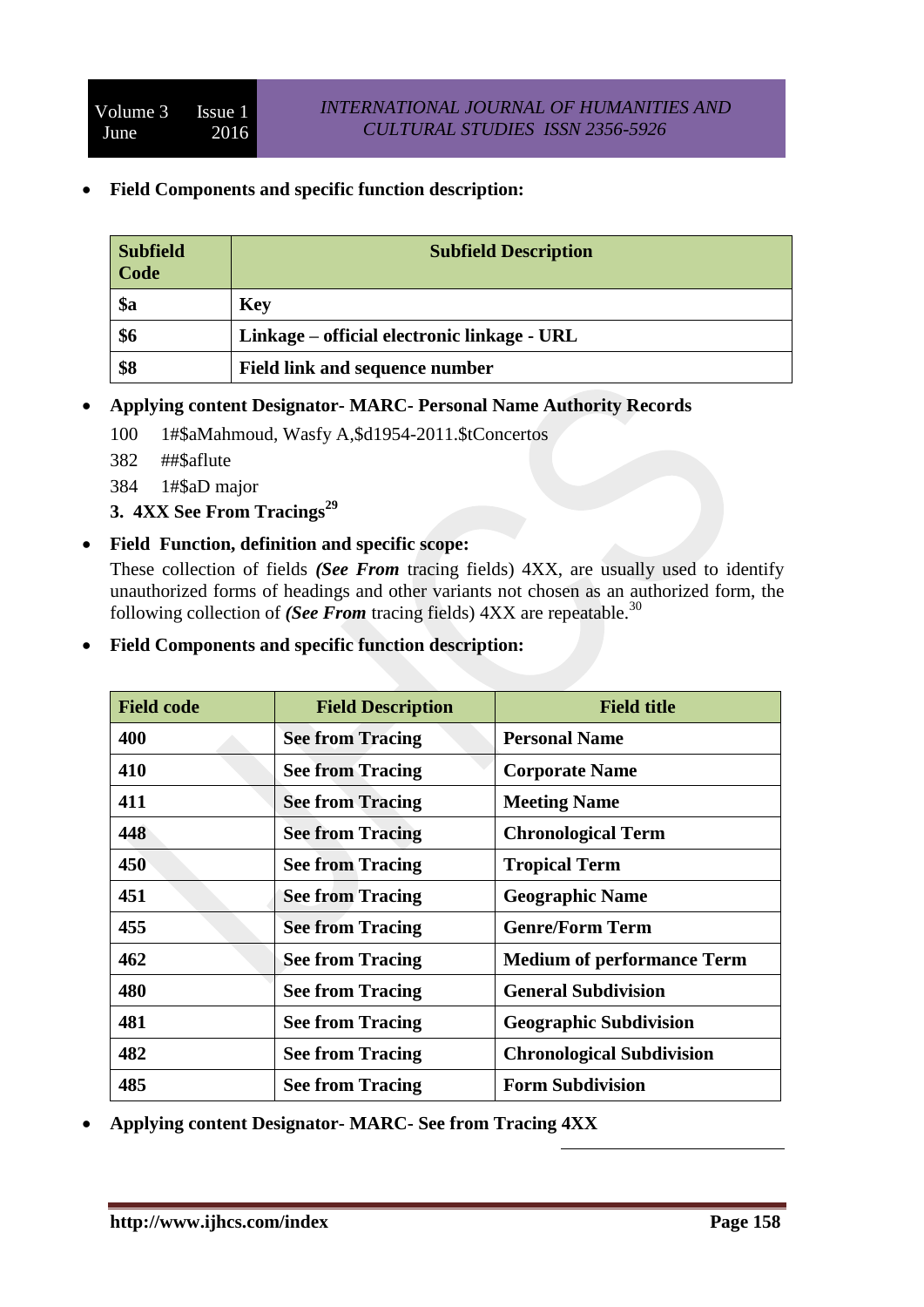- **Field Components and specific function description:**

| Subfield Code | Subfield Description |
|---|---|
| **$a** | **Key** |
| **$6** | **Linkage – official electronic linkage - URL** |
| **$8** | **Field link and sequence number** |

- **Applying content Designator- MARC- Personal Name Authority Records**

  100 1#$aMahmoud, Wasfy A,$d1954-2011.$tConcertos

  382 ##$aflute

  384 1#$aD major

**3. 4XX See From Tracings**[29]

- **Field Function, definition and specific scope:**

  These collection of fields ***(See From*** tracing fields) 4XX, are usually used to identify unauthorized forms of headings and other variants not chosen as an authorized form, the following collection of ***(See From*** tracing fields) 4XX are repeatable.[30]

- **Field Components and specific function description:**

| Field code | Field Description | Field title |
|---|---|---|
| **400** | **See from Tracing** | **Personal Name** |
| **410** | **See from Tracing** | **Corporate Name** |
| **411** | **See from Tracing** | **Meeting Name** |
| **448** | **See from Tracing** | **Chronological Term** |
| **450** | **See from Tracing** | **Tropical Term** |
| **451** | **See from Tracing** | **Geographic Name** |
| **455** | **See from Tracing** | **Genre/Form Term** |
| **462** | **See from Tracing** | **Medium of performance Term** |
| **480** | **See from Tracing** | **General Subdivision** |
| **481** | **See from Tracing** | **Geographic Subdivision** |
| **482** | **See from Tracing** | **Chronological Subdivision** |
| **485** | **See from Tracing** | **Form Subdivision** |

- **Applying content Designator- MARC- See from Tracing 4XX**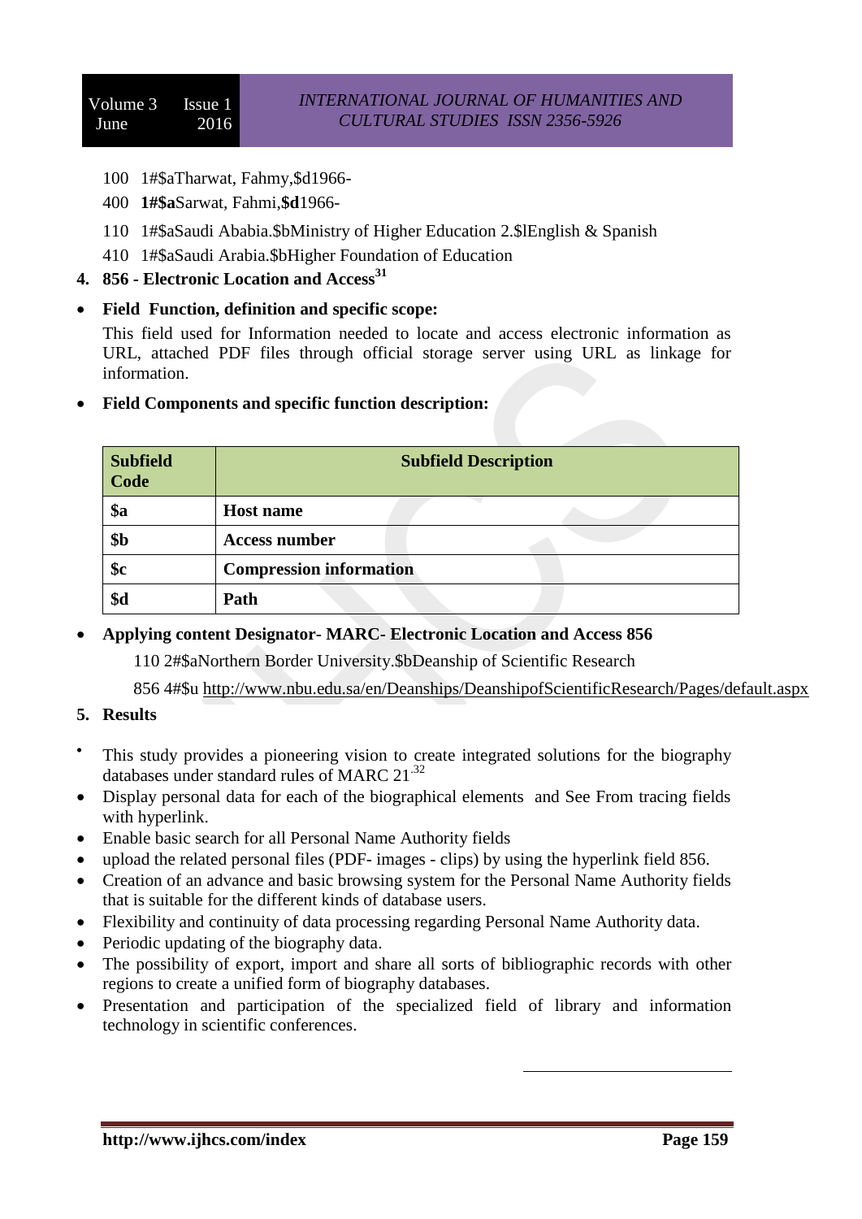100 1#$aTharwat, Fahmy,$d1966-

400 **1#$a**Sarwat, Fahmi,**$d**1966-

110 1#$aSaudi Ababia.$bMinistry of Higher Education 2.$lEnglish & Spanish

410 1#$aSaudi Arabia.$bHigher Foundation of Education

## 4. 856 - Electronic Location and Access[31]

- **Field Function, definition and specific scope:**

  This field used for Information needed to locate and access electronic information as URL, attached PDF files through official storage server using URL as linkage for information.

- **Field Components and specific function description:**

| Subfield Code | Subfield Description |
|---|---|
| **$a** | **Host name** |
| **$b** | **Access number** |
| **$c** | **Compression information** |
| **$d** | **Path** |

- **Applying content Designator- MARC- Electronic Location and Access 856**

  110 2#$aNorthern Border University.$bDeanship of Scientific Research

  856 4#$u http://www.nbu.edu.sa/en/Deanships/DeanshipofScientificResearch/Pages/default.aspx

## 5. Results

- This study provides a pioneering vision to create integrated solutions for the biography databases under standard rules of MARC 21.[32]
- Display personal data for each of the biographical elements and See From tracing fields with hyperlink.
- Enable basic search for all Personal Name Authority fields
- upload the related personal files (PDF- images - clips) by using the hyperlink field 856.
- Creation of an advance and basic browsing system for the Personal Name Authority fields that is suitable for the different kinds of database users.
- Flexibility and continuity of data processing regarding Personal Name Authority data.
- Periodic updating of the biography data.
- The possibility of export, import and share all sorts of bibliographic records with other regions to create a unified form of biography databases.
- Presentation and participation of the specialized field of library and information technology in scientific conferences.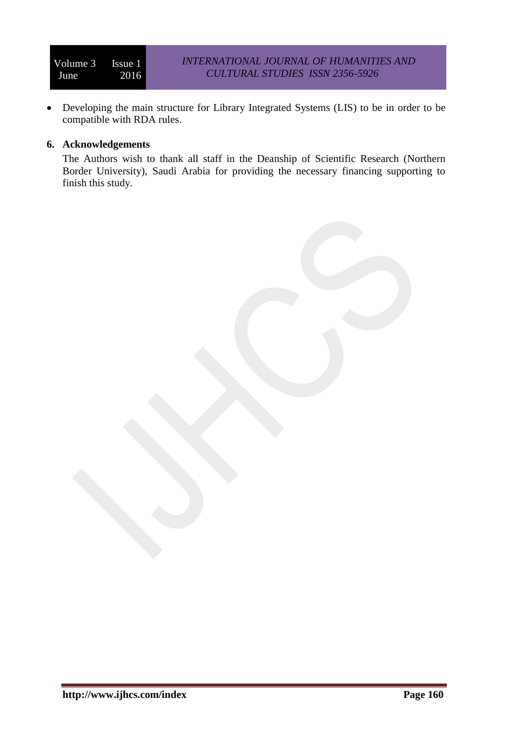- Developing the main structure for Library Integrated Systems (LIS) to be in order to be compatible with RDA rules.

## 6. Acknowledgements

The Authors wish to thank all staff in the Deanship of Scientific Research (Northern Border University), Saudi Arabia for providing the necessary financing supporting to finish this study.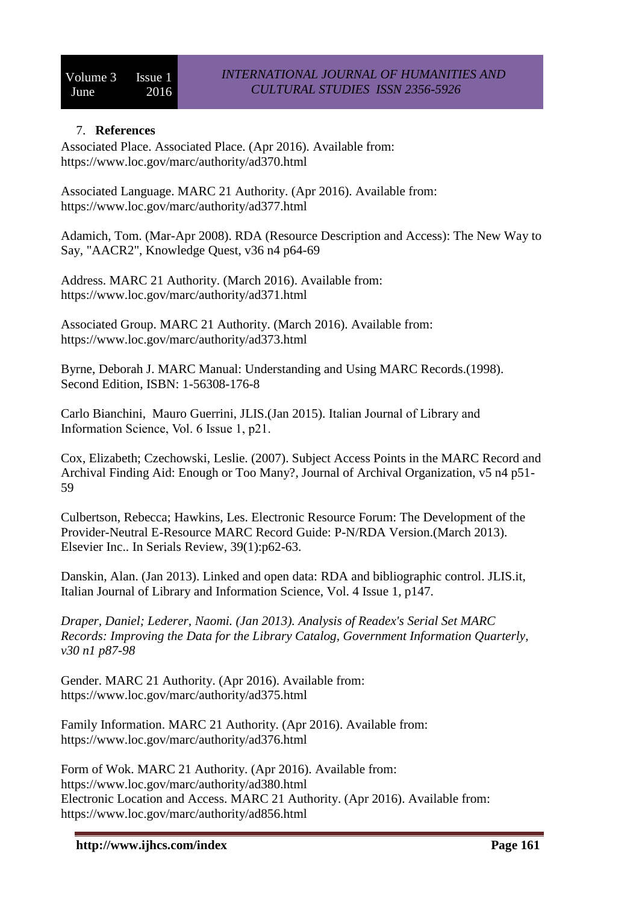## 7. **References**

Associated Place. Associated Place. (Apr 2016). Available from: https://www.loc.gov/marc/authority/ad370.html

Associated Language. MARC 21 Authority. (Apr 2016). Available from: https://www.loc.gov/marc/authority/ad377.html

Adamich, Tom. (Mar-Apr 2008). RDA (Resource Description and Access): The New Way to Say, "AACR2", Knowledge Quest, v36 n4 p64-69

Address. MARC 21 Authority. (March 2016). Available from: https://www.loc.gov/marc/authority/ad371.html

Associated Group. MARC 21 Authority. (March 2016). Available from: https://www.loc.gov/marc/authority/ad373.html

Byrne, Deborah J. MARC Manual: Understanding and Using MARC Records.(1998). Second Edition, ISBN: 1-56308-176-8

Carlo Bianchini, Mauro Guerrini, JLIS.(Jan 2015). Italian Journal of Library and Information Science, Vol. 6 Issue 1, p21.

Cox, Elizabeth; Czechowski, Leslie. (2007). Subject Access Points in the MARC Record and Archival Finding Aid: Enough or Too Many?, Journal of Archival Organization, v5 n4 p51-59

Culbertson, Rebecca; Hawkins, Les. Electronic Resource Forum: The Development of the Provider-Neutral E-Resource MARC Record Guide: P-N/RDA Version.(March 2013). Elsevier Inc.. In Serials Review, 39(1):p62-63.

Danskin, Alan. (Jan 2013). Linked and open data: RDA and bibliographic control. JLIS.it, Italian Journal of Library and Information Science, Vol. 4 Issue 1, p147.

*Draper, Daniel; Lederer, Naomi. (Jan 2013). Analysis of Readex's Serial Set MARC Records: Improving the Data for the Library Catalog, Government Information Quarterly, v30 n1 p87-98*

Gender. MARC 21 Authority. (Apr 2016). Available from: https://www.loc.gov/marc/authority/ad375.html

Family Information. MARC 21 Authority. (Apr 2016). Available from: https://www.loc.gov/marc/authority/ad376.html

Form of Wok. MARC 21 Authority. (Apr 2016). Available from: https://www.loc.gov/marc/authority/ad380.html

Electronic Location and Access. MARC 21 Authority. (Apr 2016). Available from: https://www.loc.gov/marc/authority/ad856.html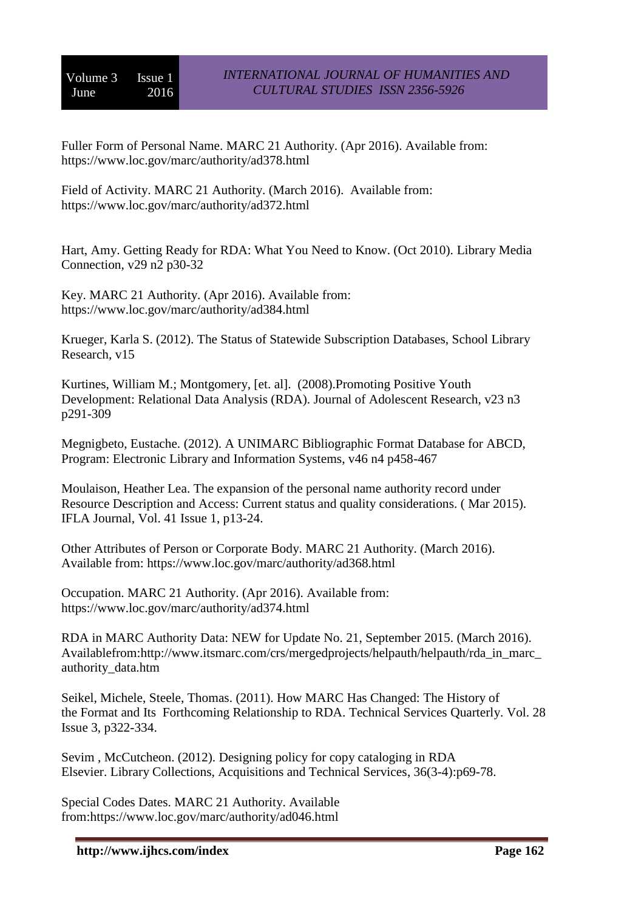Fuller Form of Personal Name. MARC 21 Authority. (Apr 2016). Available from: https://www.loc.gov/marc/authority/ad378.html

Field of Activity. MARC 21 Authority. (March 2016). Available from: https://www.loc.gov/marc/authority/ad372.html

Hart, Amy. Getting Ready for RDA: What You Need to Know. (Oct 2010). Library Media Connection, v29 n2 p30-32

Key. MARC 21 Authority. (Apr 2016). Available from: https://www.loc.gov/marc/authority/ad384.html

Krueger, Karla S. (2012). The Status of Statewide Subscription Databases, School Library Research, v15

Kurtines, William M.; Montgomery, [et. al]. (2008).Promoting Positive Youth Development: Relational Data Analysis (RDA). Journal of Adolescent Research, v23 n3 p291-309

Megnigbeto, Eustache. (2012). A UNIMARC Bibliographic Format Database for ABCD, Program: Electronic Library and Information Systems, v46 n4 p458-467

Moulaison, Heather Lea. The expansion of the personal name authority record under Resource Description and Access: Current status and quality considerations. ( Mar 2015). IFLA Journal, Vol. 41 Issue 1, p13-24.

Other Attributes of Person or Corporate Body. MARC 21 Authority. (March 2016). Available from: https://www.loc.gov/marc/authority/ad368.html

Occupation. MARC 21 Authority. (Apr 2016). Available from: https://www.loc.gov/marc/authority/ad374.html

RDA in MARC Authority Data: NEW for Update No. 21, September 2015. (March 2016). Availablefrom:http://www.itsmarc.com/crs/mergedprojects/helpauth/helpauth/rda_in_marc_authority_data.htm

Seikel, Michele, Steele, Thomas. (2011). How MARC Has Changed: The History of the Format and Its Forthcoming Relationship to RDA. Technical Services Quarterly. Vol. 28 Issue 3, p322-334.

Sevim , McCutcheon. (2012). Designing policy for copy cataloging in RDA Elsevier. Library Collections, Acquisitions and Technical Services, 36(3-4):p69-78.

Special Codes Dates. MARC 21 Authority. Available from:https://www.loc.gov/marc/authority/ad046.html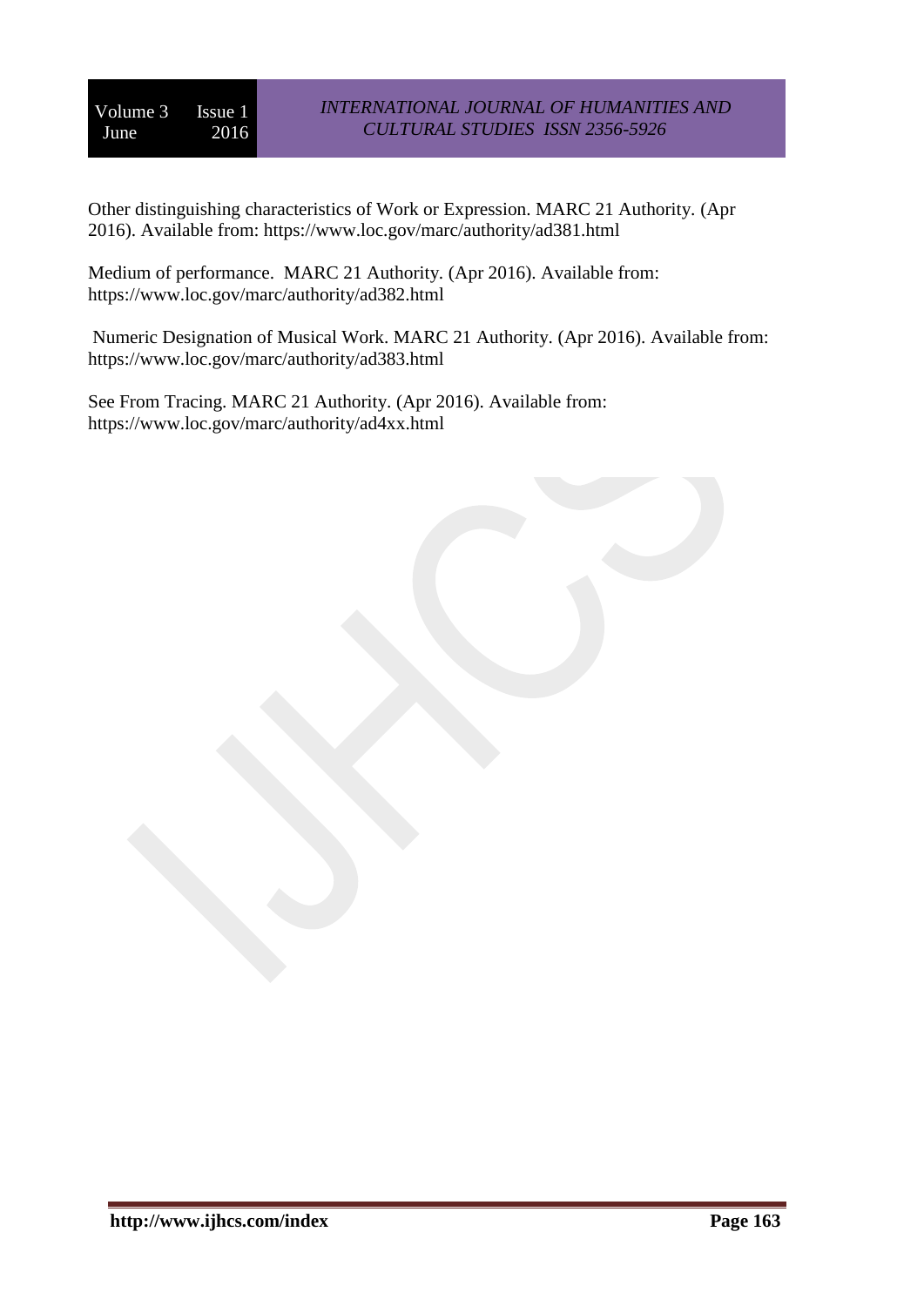Other distinguishing characteristics of Work or Expression. MARC 21 Authority. (Apr 2016). Available from: https://www.loc.gov/marc/authority/ad381.html

Medium of performance. MARC 21 Authority. (Apr 2016). Available from: https://www.loc.gov/marc/authority/ad382.html

Numeric Designation of Musical Work. MARC 21 Authority. (Apr 2016). Available from: https://www.loc.gov/marc/authority/ad383.html

See From Tracing. MARC 21 Authority. (Apr 2016). Available from: https://www.loc.gov/marc/authority/ad4xx.html